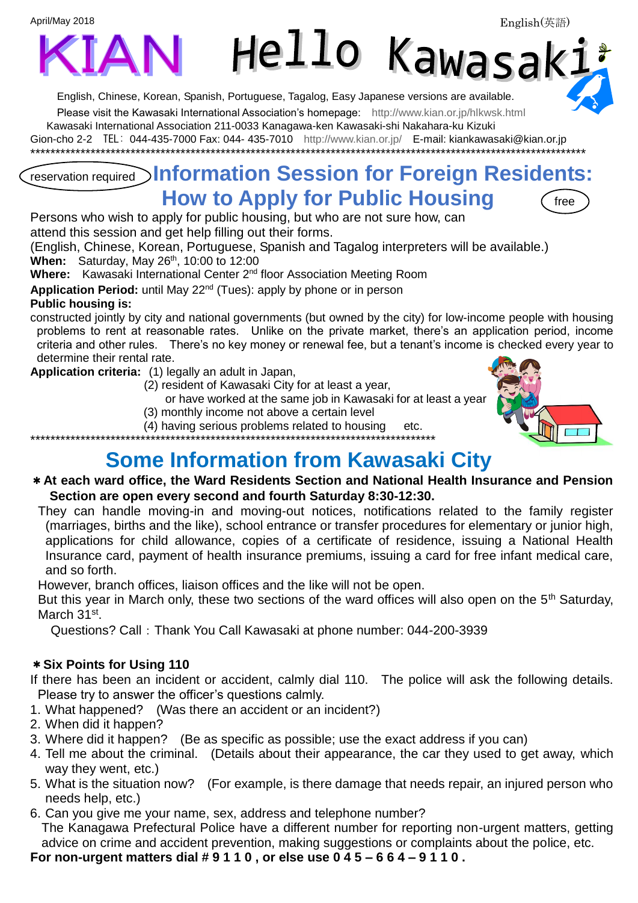April/May 2018

English(英語)

# KIAN Hello Kawasaki

English, Chinese, Korean, Spanish, Portuguese, Tagalog, Easy Japanese versions are available.

Please visit the Kawasaki International Association's homepage: http://www.kian.or.jp/hlkwsk.html

Kawasaki International Association 211-0033 Kanagawa-ken Kawasaki-shi Nakahara-ku Kizuki Gion-cho 2-2 TEL：044-435-7000 Fax: 044- 435-7010 http://www.kian.or.jp/ E-mail: kiankawasaki@kian.or.jp

*************************************************************************************************************

reservation required

## Information Session for Foreign Residents: How to Apply for Public Housing

free

Persons who wish to apply for public housing, but who are not sure how, can attend this session and get help filling out their forms.

(English, Chinese, Korean, Portuguese, Spanish and Tagalog interpreters will be available.)

**When:** Saturday, May 26th, 10:00 to 12:00

**Where:** Kawasaki International Center 2nd floor Association Meeting Room

**Application Period:** until May 22nd (Tues): apply by phone or in person

**Public housing is:**

constructed jointly by city and national governments (but owned by the city) for low-income people with housing problems to rent at reasonable rates. Unlike on the private market, there's an application period, income criteria and other rules. There's no key money or renewal fee, but a tenant's income is checked every year to determine their rental rate.

**Application criteria:** (1) legally an adult in Japan,

(2) resident of Kawasaki City for at least a year, or have worked at the same job in Kawasaki for at least a year

(3) monthly income not above a certain level

(4) having serious problems related to housing etc.

*************************************************************************************************************

## Some Information from Kawasaki City

**＊At each ward office, the Ward Residents Section and National Health Insurance and Pension Section are open every second and fourth Saturday 8:30-12:30.**

They can handle moving-in and moving-out notices, notifications related to the family register (marriages, births and the like), school entrance or transfer procedures for elementary or junior high, applications for child allowance, copies of a certificate of residence, issuing a National Health Insurance card, payment of health insurance premiums, issuing a card for free infant medical care, and so forth.

However, branch offices, liaison offices and the like will not be open.

But this year in March only, these two sections of the ward offices will also open on the 5th Saturday, March 31st.

Questions? Call：Thank You Call Kawasaki at phone number: 044-200-3939

**＊Six Points for Using 110**

If there has been an incident or accident, calmly dial 110. The police will ask the following details. Please try to answer the officer's questions calmly.

1. What happened? (Was there an accident or an incident?)
2. When did it happen?
3. Where did it happen? (Be as specific as possible; use the exact address if you can)
4. Tell me about the criminal. (Details about their appearance, the car they used to get away, which way they went, etc.)
5. What is the situation now? (For example, is there damage that needs repair, an injured person who needs help, etc.)
6. Can you give me your name, sex, address and telephone number?

The Kanagawa Prefectural Police have a different number for reporting non-urgent matters, getting advice on crime and accident prevention, making suggestions or complaints about the police, etc.

**For non-urgent matters dial # 9 1 1 0 , or else use 0 4 5 – 6 6 4 – 9 1 1 0 .**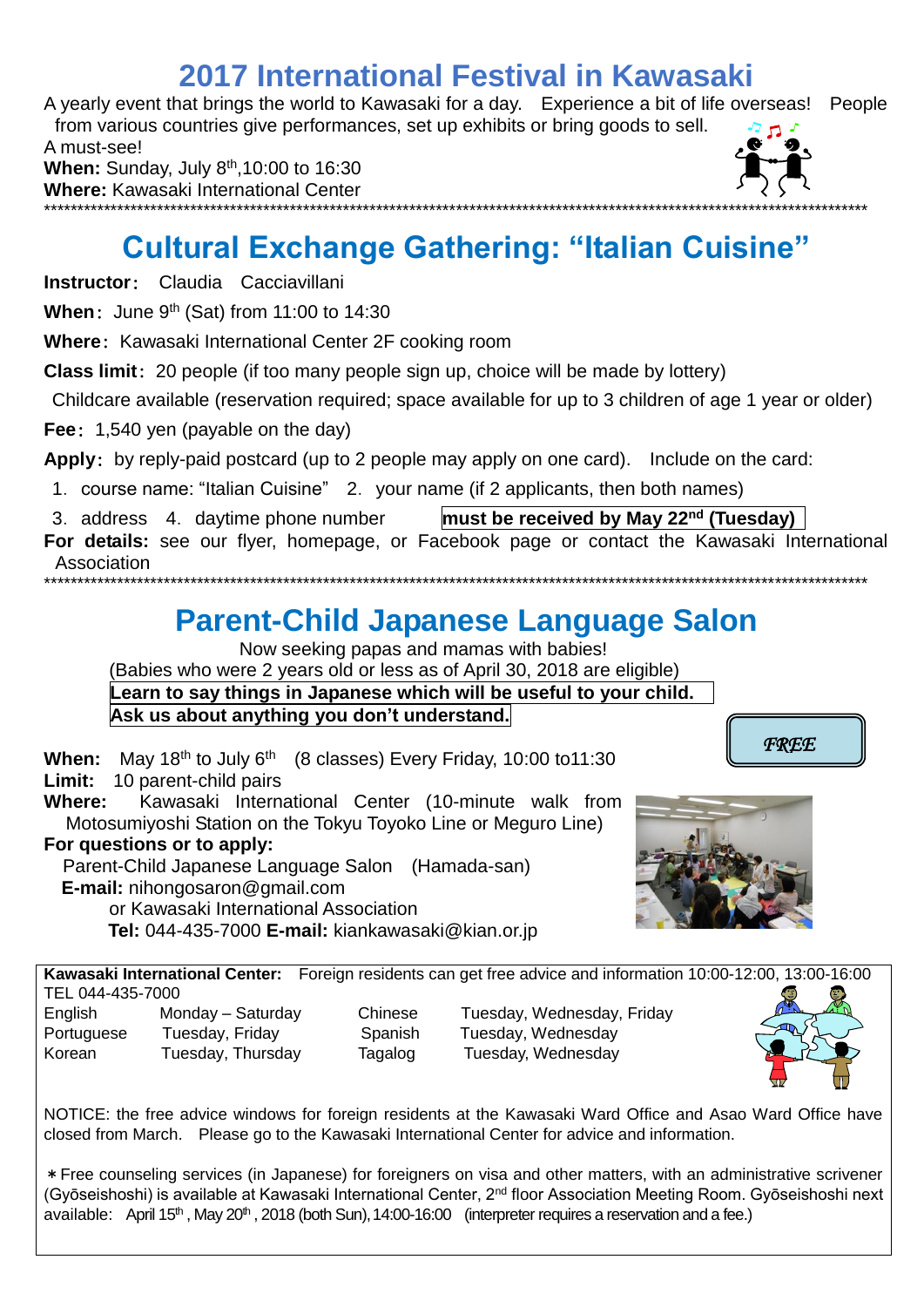# 2017 International Festival in Kawasaki

A yearly event that brings the world to Kawasaki for a day. Experience a bit of life overseas! People from various countries give performances, set up exhibits or bring goods to sell. A must-see!

**When:** Sunday, July 8th, 10:00 to 16:30

**Where:** Kawasaki International Center

***

# Cultural Exchange Gathering: "Italian Cuisine"

**Instructor**: Claudia Cacciavillani

**When**: June 9th (Sat) from 11:00 to 14:30

**Where**: Kawasaki International Center 2F cooking room

**Class limit**: 20 people (if too many people sign up, choice will be made by lottery)

Childcare available (reservation required; space available for up to 3 children of age 1 year or older)

**Fee**: 1,540 yen (payable on the day)

**Apply**: by reply-paid postcard (up to 2 people may apply on one card). Include on the card:

1. course name: "Italian Cuisine"
2. your name (if 2 applicants, then both names)
3. address
4. daytime phone number

**must be received by May 22nd (Tuesday)**

**For details:** see our flyer, homepage, or Facebook page or contact the Kawasaki International Association

***

# Parent-Child Japanese Language Salon

Now seeking papas and mamas with babies!

(Babies who were 2 years old or less as of April 30, 2018 are eligible)

**Learn to say things in Japanese which will be useful to your child.**

**Ask us about anything you don't understand.**

*FREE*

**When:** May 18th to July 6th (8 classes) Every Friday, 10:00 to11:30

**Limit:** 10 parent-child pairs

**Where:** Kawasaki International Center (10-minute walk from Motosumiyoshi Station on the Tokyu Toyoko Line or Meguro Line)

**For questions or to apply:**

Parent-Child Japanese Language Salon (Hamada-san)

**E-mail:** nihongosaron@gmail.com

or Kawasaki International Association

**Tel:** 044-435-7000 **E-mail:** kiankawasaki@kian.or.jp

---

**Kawasaki International Center:** Foreign residents can get free advice and information 10:00-12:00, 13:00-16:00

TEL 044-435-7000

| | | | |
|---|---|---|---|
| English | Monday – Saturday | Chinese | Tuesday, Wednesday, Friday |
| Portuguese | Tuesday, Friday | Spanish | Tuesday, Wednesday |
| Korean | Tuesday, Thursday | Tagalog | Tuesday, Wednesday |

NOTICE: the free advice windows for foreign residents at the Kawasaki Ward Office and Asao Ward Office have closed from March. Please go to the Kawasaki International Center for advice and information.

＊Free counseling services (in Japanese) for foreigners on visa and other matters, with an administrative scrivener (Gyōseishoshi) is available at Kawasaki International Center, 2nd floor Association Meeting Room. Gyōseishoshi next available: April 15th, May 20th, 2018 (both Sun), 14:00-16:00 (interpreter requires a reservation and a fee.)